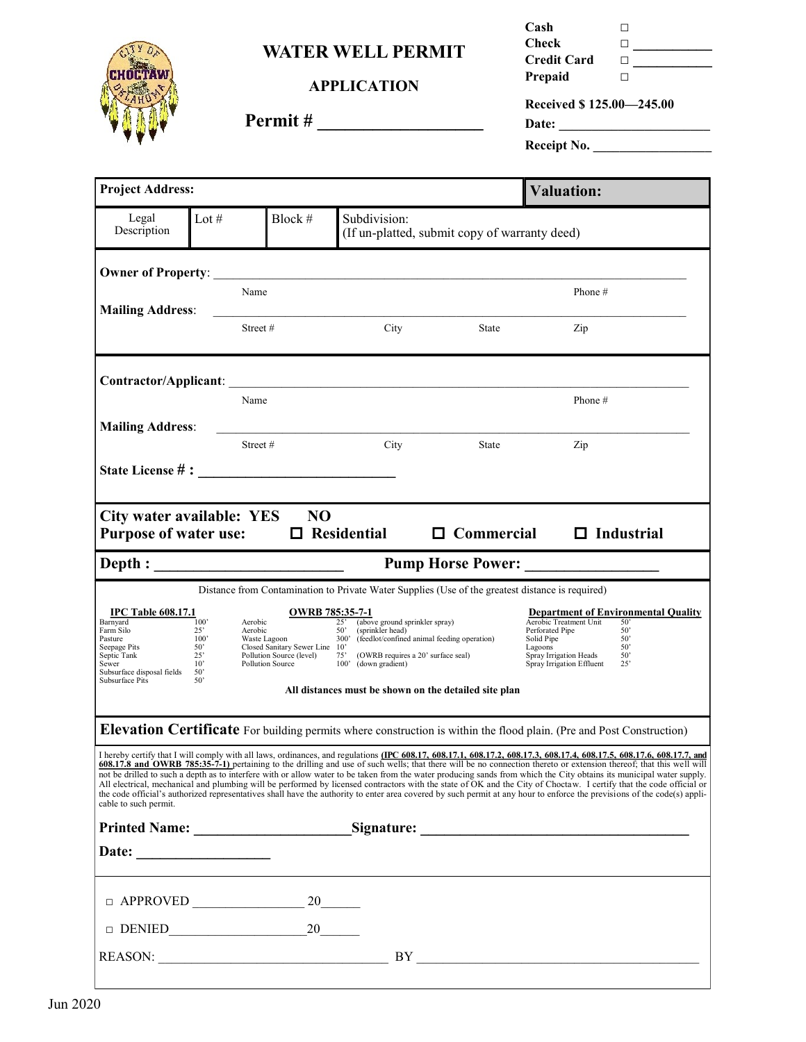# WATER WELL PERMIT

## APPLICATION

**Permit # ____________________**

**Cash** ☐
**Check** ☐ ___________
**Credit Card** ☐ ___________
**Prepaid** ☐

**Received $ 125.00—245.00**

**Date:** ______________________

**Receipt No.** _________________

| **Project Address:** | | | | **Valuation:** |
|---|---|---|---|---|
| Legal Description | Lot # | Block # | Subdivision: (If un-platted, submit copy of warranty deed) | |

**Owner of Property**: ____________________________________________________________
Name Phone #

**Mailing Address**: ____________________________________________________________
Street # City State Zip

**Contractor/Applicant**: ____________________________________________________________
Name Phone #

**Mailing Address**: ____________________________________________________________
Street # City State Zip

**State License # :** ____________________________

**City water available: YES NO**

**Purpose of water use:** ☐ **Residential** ☐ **Commercial** ☐ **Industrial**

**Depth :** ________________________ **Pump Horse Power:** ________________

Distance from Contamination to Private Water Supplies (Use of the greatest distance is required)

| **IPC Table 608.17.1** | | **OWRB 785:35-7-1** | | | **Department of Environmental Quality** | |
|---|---|---|---|---|---|---|
| Barnyard | 100' | Aerobic | 25' | (above ground sprinkler spray) | Aerobic Treatment Unit | 50' |
| Farm Silo | 25' | Aerobic | 50' | (sprinkler head) | Perforated Pipe | 50' |
| Pasture | 100' | Waste Lagoon | 300' | (feedlot/confined animal feeding operation) | Solid Pipe | 50' |
| Seepage Pits | 50' | Closed Sanitary Sewer Line | 10' | | Lagoons | 50' |
| Septic Tank | 25' | Pollution Source (level) | 75' | (OWRB requires a 20' surface seal) | Spray Irrigation Heads | 50' |
| Sewer | 10' | Pollution Source | 100' | (down gradient) | Spray Irrigation Effluent | 25' |
| Subsurface disposal fields | 50' | | | | | |
| Subsurface Pits | 50' | | | | | |

**All distances must be shown on the detailed site plan**

**Elevation Certificate** For building permits where construction is within the flood plain. (Pre and Post Construction)

I hereby certify that I will comply with all laws, ordinances, and regulations **(IPC 608.17, 608.17.1, 608.17.2, 608.17.3, 608.17.4, 608.17.5, 608.17.6, 608.17.7, and 608.17.8 and OWRB 785:35-7-1)** pertaining to the drilling and use of such wells; that there will be no connection thereto or extension thereof; that this well will not be drilled to such a depth as to interfere with or allow water to be taken from the water producing sands from which the City obtains its municipal water supply. All electrical, mechanical and plumbing will be performed by licensed contractors with the state of OK and the City of Choctaw. I certify that the code official or the code official's authorized representatives shall have the authority to enter area covered by such permit at any hour to enforce the previsions of the code(s) applicable to such permit.

**Printed Name:** ____________________ **Signature:** ____________________________________

**Date:** _________________

☐ APPROVED ________________ 20______

☐ DENIED____________________20______

REASON: __________________________________ BY __________________________________________

Jun 2020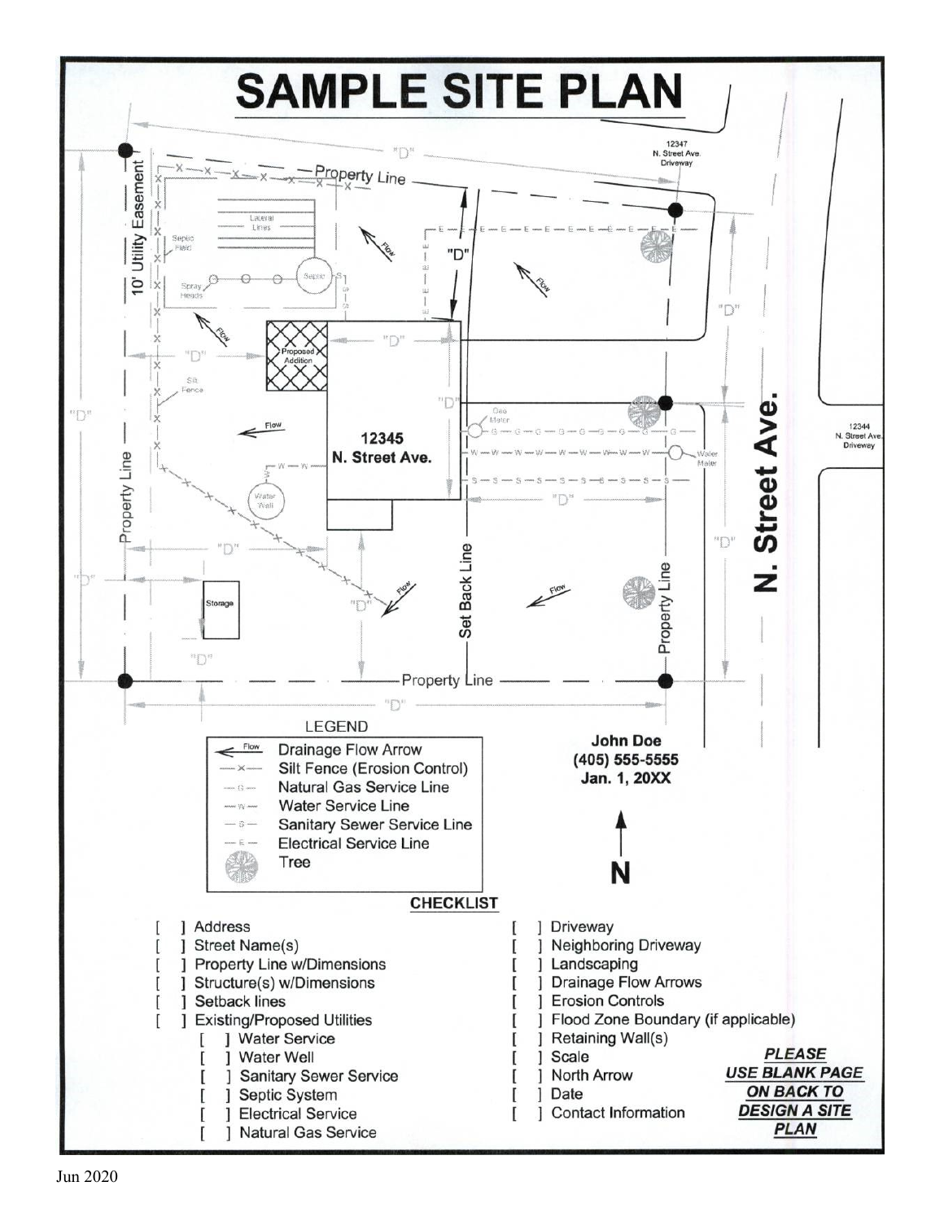# SAMPLE SITE PLAN

12347 N. Street Ave. Driveway

Property Line

10' Utility Easement

Lateral Lines

Septic Field

Septic

Spray Heads

"D"

Flow

Proposed Addition

Silt Fence

12345 N. Street Ave.

Gas Meter

Water Meter

Water Well

Set Back Line

Property Line

Storage

N. Street Ave.

12344 N. Street Ave. Driveway

LEGEND

- Drainage Flow Arrow
- Silt Fence (Erosion Control)
- Natural Gas Service Line
- Water Service Line
- Sanitary Sewer Service Line
- Electrical Service Line
- Tree

**John Doe**
**(405) 555-5555**
**Jan. 1, 20XX**

**N**

**CHECKLIST**

[ ] Address
[ ] Street Name(s)
[ ] Property Line w/Dimensions
[ ] Structure(s) w/Dimensions
[ ] Setback lines
[ ] Existing/Proposed Utilities
- [ ] Water Service
- [ ] Water Well
- [ ] Sanitary Sewer Service
- [ ] Septic System
- [ ] Electrical Service
- [ ] Natural Gas Service

[ ] Driveway
[ ] Neighboring Driveway
[ ] Landscaping
[ ] Drainage Flow Arrows
[ ] Erosion Controls
[ ] Flood Zone Boundary (if applicable)
[ ] Retaining Wall(s)
[ ] Scale
[ ] North Arrow
[ ] Date
[ ] Contact Information

***PLEASE USE BLANK PAGE ON BACK TO DESIGN A SITE PLAN***

Jun 2020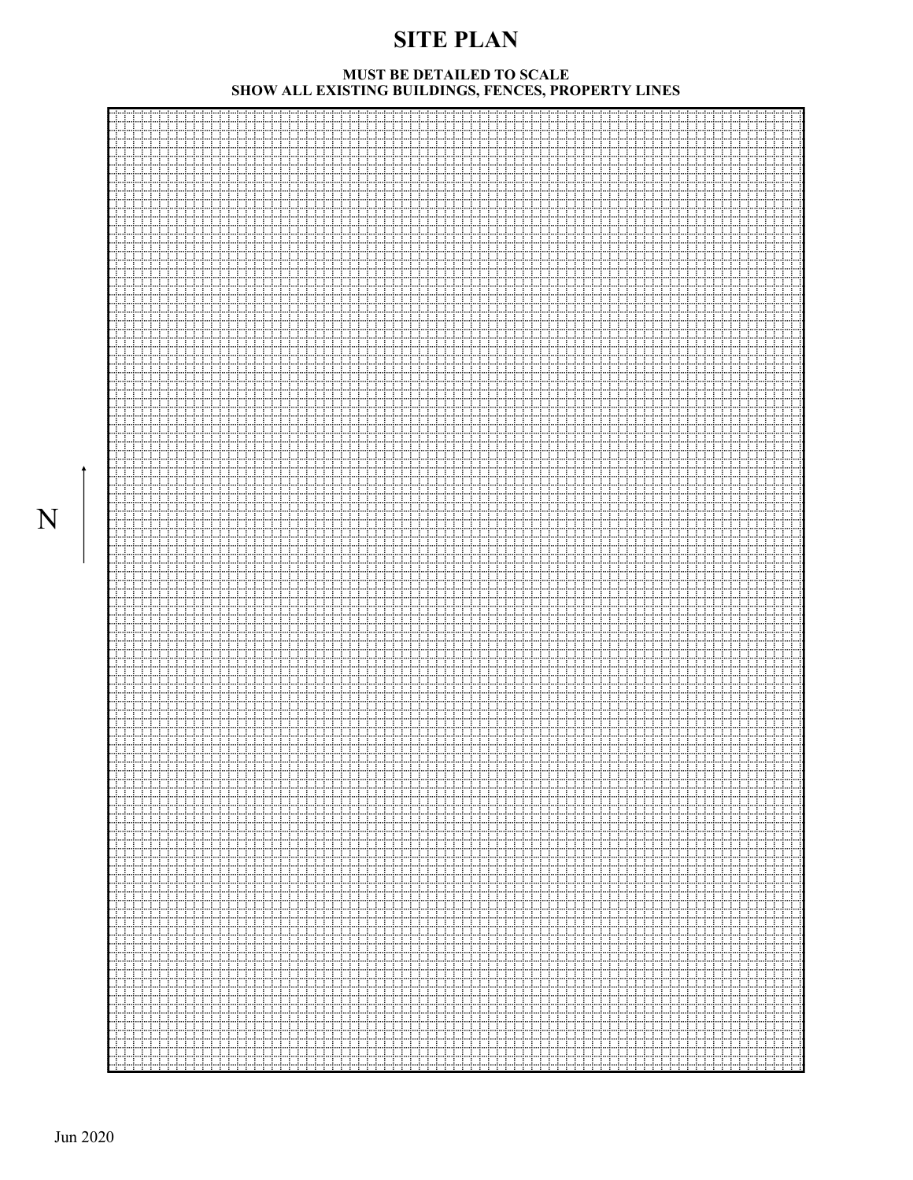# SITE PLAN

**MUST BE DETAILED TO SCALE**
**SHOW ALL EXISTING BUILDINGS, FENCES, PROPERTY LINES**

N

Jun 2020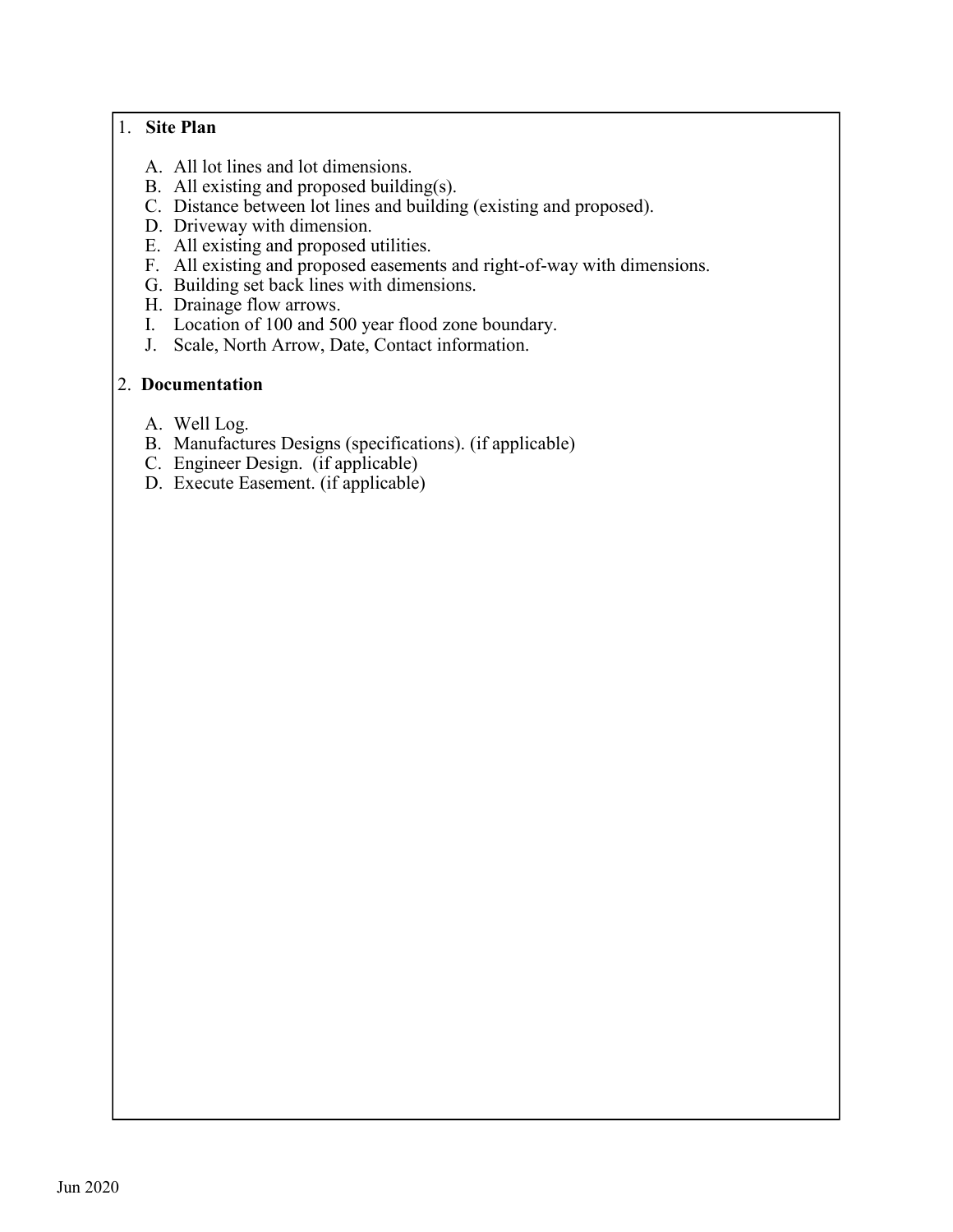1. **Site Plan**

   A. All lot lines and lot dimensions.
   B. All existing and proposed building(s).
   C. Distance between lot lines and building (existing and proposed).
   D. Driveway with dimension.
   E. All existing and proposed utilities.
   F. All existing and proposed easements and right-of-way with dimensions.
   G. Building set back lines with dimensions.
   H. Drainage flow arrows.
   I. Location of 100 and 500 year flood zone boundary.
   J. Scale, North Arrow, Date, Contact information.

2. **Documentation**

   A. Well Log.
   B. Manufactures Designs (specifications). (if applicable)
   C. Engineer Design. (if applicable)
   D. Execute Easement. (if applicable)

Jun 2020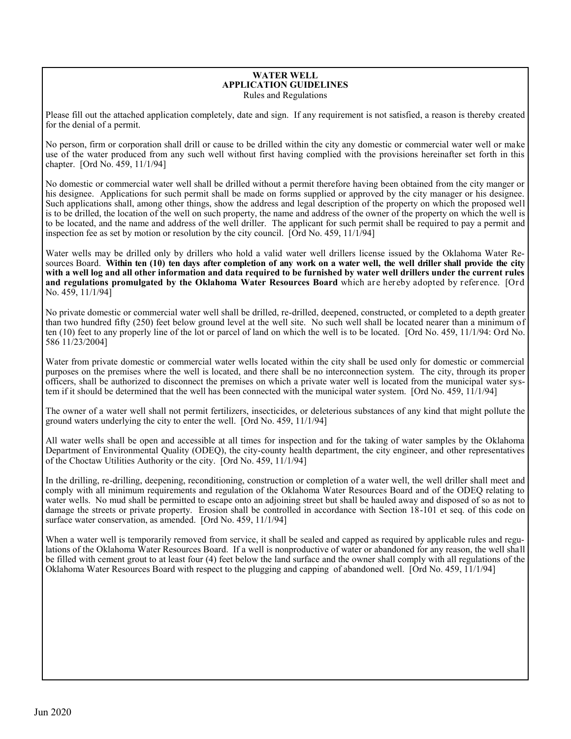**WATER WELL**
**APPLICATION GUIDELINES**
Rules and Regulations

Please fill out the attached application completely, date and sign. If any requirement is not satisfied, a reason is thereby created for the denial of a permit.

No person, firm or corporation shall drill or cause to be drilled within the city any domestic or commercial water well or make use of the water produced from any such well without first having complied with the provisions hereinafter set forth in this chapter. [Ord No. 459, 11/1/94]

No domestic or commercial water well shall be drilled without a permit therefore having been obtained from the city manger or his designee. Applications for such permit shall be made on forms supplied or approved by the city manager or his designee. Such applications shall, among other things, show the address and legal description of the property on which the proposed well is to be drilled, the location of the well on such property, the name and address of the owner of the property on which the well is to be located, and the name and address of the well driller. The applicant for such permit shall be required to pay a permit and inspection fee as set by motion or resolution by the city council. [Ord No. 459, 11/1/94]

Water wells may be drilled only by drillers who hold a valid water well drillers license issued by the Oklahoma Water Resources Board. **Within ten (10) ten days after completion of any work on a water well, the well driller shall provide the city with a well log and all other information and data required to be furnished by water well drillers under the current rules and regulations promulgated by the Oklahoma Water Resources Board** which are hereby adopted by reference. [Ord No. 459, 11/1/94]

No private domestic or commercial water well shall be drilled, re-drilled, deepened, constructed, or completed to a depth greater than two hundred fifty (250) feet below ground level at the well site. No such well shall be located nearer than a minimum of ten (10) feet to any properly line of the lot or parcel of land on which the well is to be located. [Ord No. 459, 11/1/94: Ord No. 586 11/23/2004]

Water from private domestic or commercial water wells located within the city shall be used only for domestic or commercial purposes on the premises where the well is located, and there shall be no interconnection system. The city, through its proper officers, shall be authorized to disconnect the premises on which a private water well is located from the municipal water system if it should be determined that the well has been connected with the municipal water system. [Ord No. 459, 11/1/94]

The owner of a water well shall not permit fertilizers, insecticides, or deleterious substances of any kind that might pollute the ground waters underlying the city to enter the well. [Ord No. 459, 11/1/94]

All water wells shall be open and accessible at all times for inspection and for the taking of water samples by the Oklahoma Department of Environmental Quality (ODEQ), the city-county health department, the city engineer, and other representatives of the Choctaw Utilities Authority or the city. [Ord No. 459, 11/1/94]

In the drilling, re-drilling, deepening, reconditioning, construction or completion of a water well, the well driller shall meet and comply with all minimum requirements and regulation of the Oklahoma Water Resources Board and of the ODEQ relating to water wells. No mud shall be permitted to escape onto an adjoining street but shall be hauled away and disposed of so as not to damage the streets or private property. Erosion shall be controlled in accordance with Section 18-101 et seq. of this code on surface water conservation, as amended. [Ord No. 459, 11/1/94]

When a water well is temporarily removed from service, it shall be sealed and capped as required by applicable rules and regulations of the Oklahoma Water Resources Board. If a well is nonproductive of water or abandoned for any reason, the well shall be filled with cement grout to at least four (4) feet below the land surface and the owner shall comply with all regulations of the Oklahoma Water Resources Board with respect to the plugging and capping of abandoned well. [Ord No. 459, 11/1/94]

Jun 2020